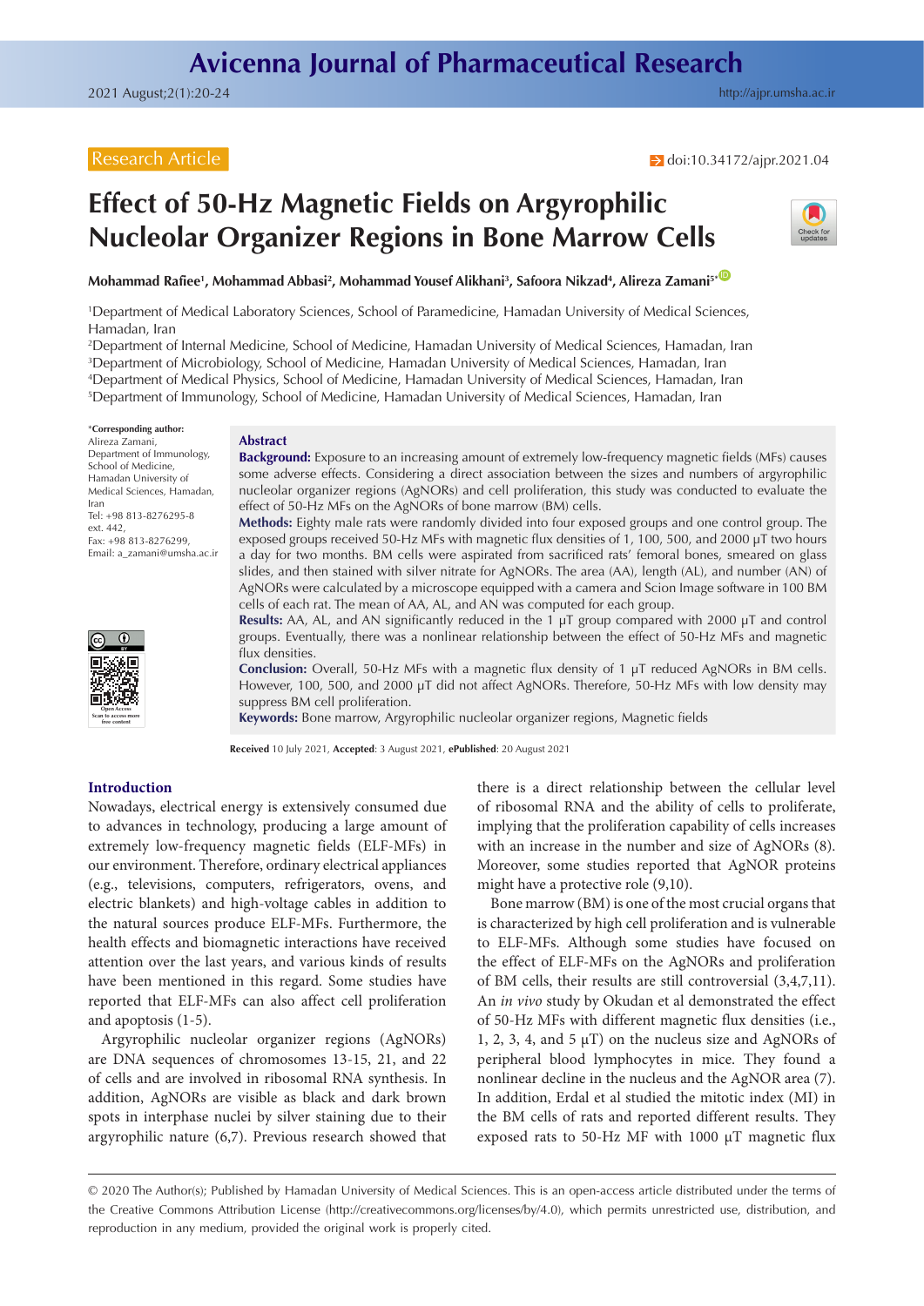Research Article

doi:10.34172/ajpr.2021.04

# Effect of 50-Hz Magnetic Fields on Argyrophilic Nucleolar Organizer Regions in Bone Marrow Cells

**Mohammad Rafiee[1], Mohammad Abbasi[2], Mohammad Yousef Alikhani[3], Safoora Nikzad[4], Alireza Zamani[5*]**

[1]Department of Medical Laboratory Sciences, School of Paramedicine, Hamadan University of Medical Sciences, Hamadan, Iran
[2]Department of Internal Medicine, School of Medicine, Hamadan University of Medical Sciences, Hamadan, Iran
[3]Department of Microbiology, School of Medicine, Hamadan University of Medical Sciences, Hamadan, Iran
[4]Department of Medical Physics, School of Medicine, Hamadan University of Medical Sciences, Hamadan, Iran
[5]Department of Immunology, School of Medicine, Hamadan University of Medical Sciences, Hamadan, Iran

*Corresponding author: Alireza Zamani, Department of Immunology, School of Medicine, Hamadan University of Medical Sciences, Hamadan, Iran
Tel: +98 813-8276295-8 ext. 442,
Fax: +98 813-8276299,
Email: a_zamani@umsha.ac.ir

## Abstract

**Background:** Exposure to an increasing amount of extremely low-frequency magnetic fields (MFs) causes some adverse effects. Considering a direct association between the sizes and numbers of argyrophilic nucleolar organizer regions (AgNORs) and cell proliferation, this study was conducted to evaluate the effect of 50-Hz MFs on the AgNORs of bone marrow (BM) cells.

**Methods:** Eighty male rats were randomly divided into four exposed groups and one control group. The exposed groups received 50-Hz MFs with magnetic flux densities of 1, 100, 500, and 2000 µT two hours a day for two months. BM cells were aspirated from sacrificed rats' femoral bones, smeared on glass slides, and then stained with silver nitrate for AgNORs. The area (AA), length (AL), and number (AN) of AgNORs were calculated by a microscope equipped with a camera and Scion Image software in 100 BM cells of each rat. The mean of AA, AL, and AN was computed for each group.

**Results:** AA, AL, and AN significantly reduced in the 1 µT group compared with 2000 µT and control groups. Eventually, there was a nonlinear relationship between the effect of 50-Hz MFs and magnetic flux densities.

**Conclusion:** Overall, 50-Hz MFs with a magnetic flux density of 1 µT reduced AgNORs in BM cells. However, 100, 500, and 2000 µT did not affect AgNORs. Therefore, 50-Hz MFs with low density may suppress BM cell proliferation.

**Keywords:** Bone marrow, Argyrophilic nucleolar organizer regions, Magnetic fields

**Received** 10 July 2021, **Accepted**: 3 August 2021, **ePublished**: 20 August 2021

## Introduction

Nowadays, electrical energy is extensively consumed due to advances in technology, producing a large amount of extremely low-frequency magnetic fields (ELF-MFs) in our environment. Therefore, ordinary electrical appliances (e.g., televisions, computers, refrigerators, ovens, and electric blankets) and high-voltage cables in addition to the natural sources produce ELF-MFs. Furthermore, the health effects and biomagnetic interactions have received attention over the last years, and various kinds of results have been mentioned in this regard. Some studies have reported that ELF-MFs can also affect cell proliferation and apoptosis (1-5).

Argyrophilic nucleolar organizer regions (AgNORs) are DNA sequences of chromosomes 13-15, 21, and 22 of cells and are involved in ribosomal RNA synthesis. In addition, AgNORs are visible as black and dark brown spots in interphase nuclei by silver staining due to their argyrophilic nature (6,7). Previous research showed that there is a direct relationship between the cellular level of ribosomal RNA and the ability of cells to proliferate, implying that the proliferation capability of cells increases with an increase in the number and size of AgNORs (8). Moreover, some studies reported that AgNOR proteins might have a protective role (9,10).

Bone marrow (BM) is one of the most crucial organs that is characterized by high cell proliferation and is vulnerable to ELF-MFs. Although some studies have focused on the effect of ELF-MFs on the AgNORs and proliferation of BM cells, their results are still controversial (3,4,7,11). An *in vivo* study by Okudan et al demonstrated the effect of 50-Hz MFs with different magnetic flux densities (i.e., 1, 2, 3, 4, and 5 µT) on the nucleus size and AgNORs of peripheral blood lymphocytes in mice. They found a nonlinear decline in the nucleus and the AgNOR area (7). In addition, Erdal et al studied the mitotic index (MI) in the BM cells of rats and reported different results. They exposed rats to 50-Hz MF with 1000 µT magnetic flux

© 2020 The Author(s); Published by Hamadan University of Medical Sciences. This is an open-access article distributed under the terms of the Creative Commons Attribution License (http://creativecommons.org/licenses/by/4.0), which permits unrestricted use, distribution, and reproduction in any medium, provided the original work is properly cited.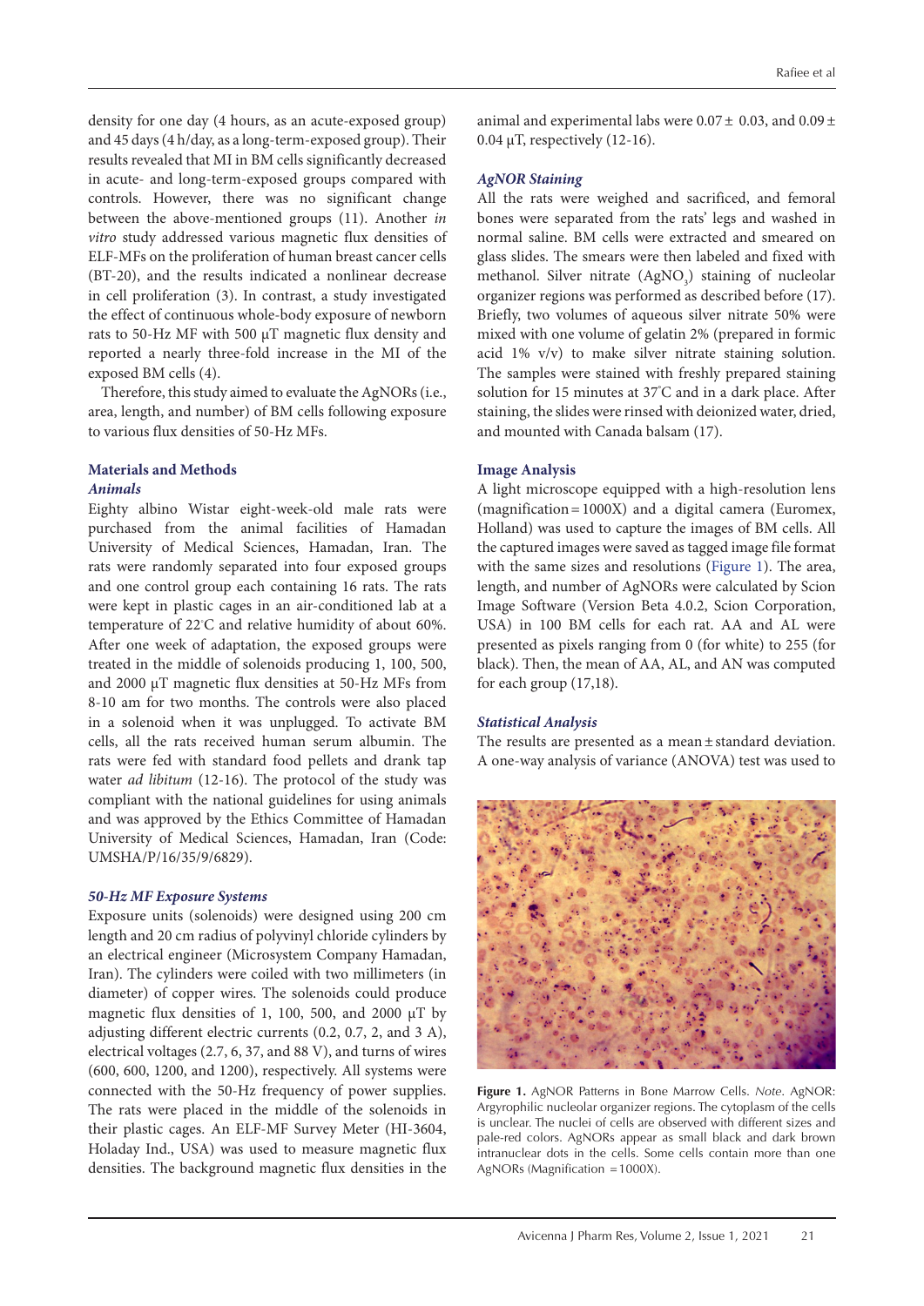density for one day (4 hours, as an acute-exposed group) and 45 days (4 h/day, as a long-term-exposed group). Their results revealed that MI in BM cells significantly decreased in acute- and long-term-exposed groups compared with controls. However, there was no significant change between the above-mentioned groups (11). Another *in vitro* study addressed various magnetic flux densities of ELF-MFs on the proliferation of human breast cancer cells (BT-20), and the results indicated a nonlinear decrease in cell proliferation (3). In contrast, a study investigated the effect of continuous whole-body exposure of newborn rats to 50-Hz MF with 500 µT magnetic flux density and reported a nearly three-fold increase in the MI of the exposed BM cells (4).

Therefore, this study aimed to evaluate the AgNORs (i.e., area, length, and number) of BM cells following exposure to various flux densities of 50-Hz MFs.

## Materials and Methods

### *Animals*

Eighty albino Wistar eight-week-old male rats were purchased from the animal facilities of Hamadan University of Medical Sciences, Hamadan, Iran. The rats were randomly separated into four exposed groups and one control group each containing 16 rats. The rats were kept in plastic cages in an air-conditioned lab at a temperature of 22°C and relative humidity of about 60%. After one week of adaptation, the exposed groups were treated in the middle of solenoids producing 1, 100, 500, and 2000 µT magnetic flux densities at 50-Hz MFs from 8-10 am for two months. The controls were also placed in a solenoid when it was unplugged. To activate BM cells, all the rats received human serum albumin. The rats were fed with standard food pellets and drank tap water *ad libitum* (12-16). The protocol of the study was compliant with the national guidelines for using animals and was approved by the Ethics Committee of Hamadan University of Medical Sciences, Hamadan, Iran (Code: UMSHA/P/16/35/9/6829).

### *50-Hz MF Exposure Systems*

Exposure units (solenoids) were designed using 200 cm length and 20 cm radius of polyvinyl chloride cylinders by an electrical engineer (Microsystem Company Hamadan, Iran). The cylinders were coiled with two millimeters (in diameter) of copper wires. The solenoids could produce magnetic flux densities of 1, 100, 500, and 2000 µT by adjusting different electric currents (0.2, 0.7, 2, and 3 A), electrical voltages (2.7, 6, 37, and 88 V), and turns of wires (600, 600, 1200, and 1200), respectively. All systems were connected with the 50-Hz frequency of power supplies. The rats were placed in the middle of the solenoids in their plastic cages. An ELF-MF Survey Meter (HI-3604, Holaday Ind., USA) was used to measure magnetic flux densities. The background magnetic flux densities in the animal and experimental labs were 0.07 ± 0.03, and 0.09 ± 0.04 µT, respectively (12-16).

### *AgNOR Staining*

All the rats were weighed and sacrificed, and femoral bones were separated from the rats' legs and washed in normal saline. BM cells were extracted and smeared on glass slides. The smears were then labeled and fixed with methanol. Silver nitrate ($AgNO_3$) staining of nucleolar organizer regions was performed as described before (17). Briefly, two volumes of aqueous silver nitrate 50% were mixed with one volume of gelatin 2% (prepared in formic acid 1% v/v) to make silver nitrate staining solution. The samples were stained with freshly prepared staining solution for 15 minutes at 37°C and in a dark place. After staining, the slides were rinsed with deionized water, dried, and mounted with Canada balsam (17).

### Image Analysis

A light microscope equipped with a high-resolution lens (magnification = 1000X) and a digital camera (Euromex, Holland) was used to capture the images of BM cells. All the captured images were saved as tagged image file format with the same sizes and resolutions (Figure 1). The area, length, and number of AgNORs were calculated by Scion Image Software (Version Beta 4.0.2, Scion Corporation, USA) in 100 BM cells for each rat. AA and AL were presented as pixels ranging from 0 (for white) to 255 (for black). Then, the mean of AA, AL, and AN was computed for each group (17,18).

### *Statistical Analysis*

The results are presented as a mean ± standard deviation. A one-way analysis of variance (ANOVA) test was used to

**Figure 1.** AgNOR Patterns in Bone Marrow Cells. *Note*. AgNOR: Argyrophilic nucleolar organizer regions. The cytoplasm of the cells is unclear. The nuclei of cells are observed with different sizes and pale-red colors. AgNORs appear as small black and dark brown intranuclear dots in the cells. Some cells contain more than one AgNORs (Magnification = 1000X).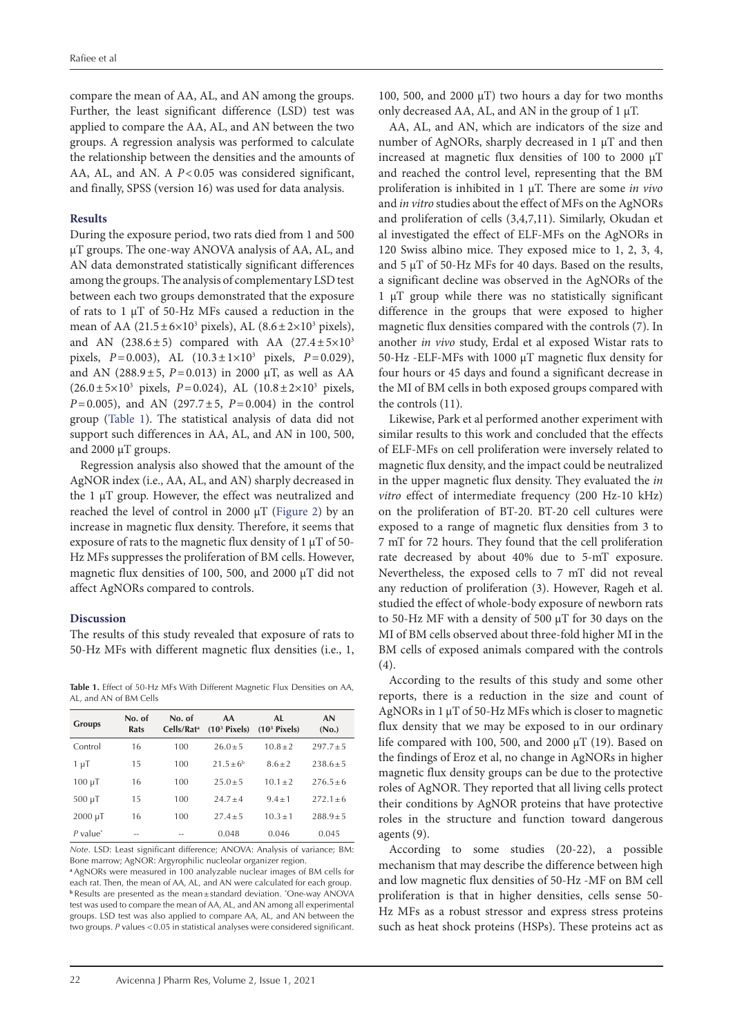compare the mean of AA, AL, and AN among the groups. Further, the least significant difference (LSD) test was applied to compare the AA, AL, and AN between the two groups. A regression analysis was performed to calculate the relationship between the densities and the amounts of AA, AL, and AN. A $P<0.05$ was considered significant, and finally, SPSS (version 16) was used for data analysis.

## Results

During the exposure period, two rats died from 1 and 500 µT groups. The one-way ANOVA analysis of AA, AL, and AN data demonstrated statistically significant differences among the groups. The analysis of complementary LSD test between each two groups demonstrated that the exposure of rats to 1 µT of 50-Hz MFs caused a reduction in the mean of AA ($21.5\pm6\times10^3$ pixels), AL ($8.6\pm2\times10^3$ pixels), and AN ($238.6\pm5$) compared with AA ($27.4\pm5\times10^3$ pixels, $P=0.003$), AL ($10.3\pm1\times10^3$ pixels, $P=0.029$), and AN ($288.9\pm5$, $P=0.013$) in 2000 µT, as well as AA ($26.0\pm5\times10^3$ pixels, $P=0.024$), AL ($10.8\pm2\times10^3$ pixels, $P=0.005$), and AN ($297.7\pm5$, $P=0.004$) in the control group (Table 1). The statistical analysis of data did not support such differences in AA, AL, and AN in 100, 500, and 2000 µT groups.

Regression analysis also showed that the amount of the AgNOR index (i.e., AA, AL, and AN) sharply decreased in the 1 µT group. However, the effect was neutralized and reached the level of control in 2000 µT (Figure 2) by an increase in magnetic flux density. Therefore, it seems that exposure of rats to the magnetic flux density of 1 µT of 50-Hz MFs suppresses the proliferation of BM cells. However, magnetic flux densities of 100, 500, and 2000 µT did not affect AgNORs compared to controls.

## Discussion

The results of this study revealed that exposure of rats to 50-Hz MFs with different magnetic flux densities (i.e., 1, 100, 500, and 2000 µT) two hours a day for two months only decreased AA, AL, and AN in the group of 1 µT.

AA, AL, and AN, which are indicators of the size and number of AgNORs, sharply decreased in 1 µT and then increased at magnetic flux densities of 100 to 2000 µT and reached the control level, representing that the BM proliferation is inhibited in 1 µT. There are some *in vivo* and *in vitro* studies about the effect of MFs on the AgNORs and proliferation of cells (3,4,7,11). Similarly, Okudan et al investigated the effect of ELF-MFs on the AgNORs in 120 Swiss albino mice. They exposed mice to 1, 2, 3, 4, and 5 µT of 50-Hz MFs for 40 days. Based on the results, a significant decline was observed in the AgNORs of the 1 µT group while there was no statistically significant difference in the groups that were exposed to higher magnetic flux densities compared with the controls (7). In another *in vivo* study, Erdal et al exposed Wistar rats to 50-Hz -ELF-MFs with 1000 µT magnetic flux density for four hours or 45 days and found a significant decrease in the MI of BM cells in both exposed groups compared with the controls (11).

Likewise, Park et al performed another experiment with similar results to this work and concluded that the effects of ELF-MFs on cell proliferation were inversely related to magnetic flux density, and the impact could be neutralized in the upper magnetic flux density. They evaluated the *in vitro* effect of intermediate frequency (200 Hz-10 kHz) on the proliferation of BT-20. BT-20 cell cultures were exposed to a range of magnetic flux densities from 3 to 7 mT for 72 hours. They found that the cell proliferation rate decreased by about 40% due to 5-mT exposure. Nevertheless, the exposed cells to 7 mT did not reveal any reduction of proliferation (3). However, Rageh et al. studied the effect of whole-body exposure of newborn rats to 50-Hz MF with a density of 500 µT for 30 days on the MI of BM cells observed about three-fold higher MI in the BM cells of exposed animals compared with the controls (4).

According to the results of this study and some other reports, there is a reduction in the size and count of AgNORs in 1 µT of 50-Hz MFs which is closer to magnetic flux density that we may be exposed to in our ordinary life compared with 100, 500, and 2000 µT (19). Based on the findings of Eroz et al, no change in AgNORs in higher magnetic flux density groups can be due to the protective roles of AgNOR. They reported that all living cells protect their conditions by AgNOR proteins that have protective roles in the structure and function toward dangerous agents (9).

According to some studies (20-22), a possible mechanism that may describe the difference between high and low magnetic flux densities of 50-Hz -MF on BM cell proliferation is that in higher densities, cells sense 50-Hz MFs as a robust stressor and express stress proteins such as heat shock proteins (HSPs). These proteins act as

**Table 1.** Effect of 50-Hz MFs With Different Magnetic Flux Densities on AA, AL, and AN of BM Cells

| Groups | No. of Rats | No. of Cells/Rat[a] | AA ($10^3$ Pixels) | AL ($10^3$ Pixels) | AN (No.) |
|---|---|---|---|---|---|
| Control | 16 | 100 | $26.0\pm5$ | $10.8\pm2$ | $297.7\pm5$ |
| 1 µT | 15 | 100 | $21.5\pm6$[b] | $8.6\pm2$ | $238.6\pm5$ |
| 100 µT | 16 | 100 | $25.0\pm5$ | $10.1\pm2$ | $276.5\pm6$ |
| 500 µT | 15 | 100 | $24.7\pm4$ | $9.4\pm1$ | $272.1\pm6$ |
| 2000 µT | 16 | 100 | $27.4\pm5$ | $10.3\pm1$ | $288.9\pm5$ |
| $P$ value* | -- | -- | 0.048 | 0.046 | 0.045 |

*Note*. LSD: Least significant difference; ANOVA: Analysis of variance; BM: Bone marrow; AgNOR: Argyrophilic nucleolar organizer region.
[a] AgNORs were measured in 100 analyzable nuclear images of BM cells for each rat. Then, the mean of AA, AL, and AN were calculated for each group.
[b] Results are presented as the mean ± standard deviation. *One-way ANOVA test was used to compare the mean of AA, AL, and AN among all experimental groups. LSD test was also applied to compare AA, AL, and AN between the two groups. $P$ values $<0.05$ in statistical analyses were considered significant.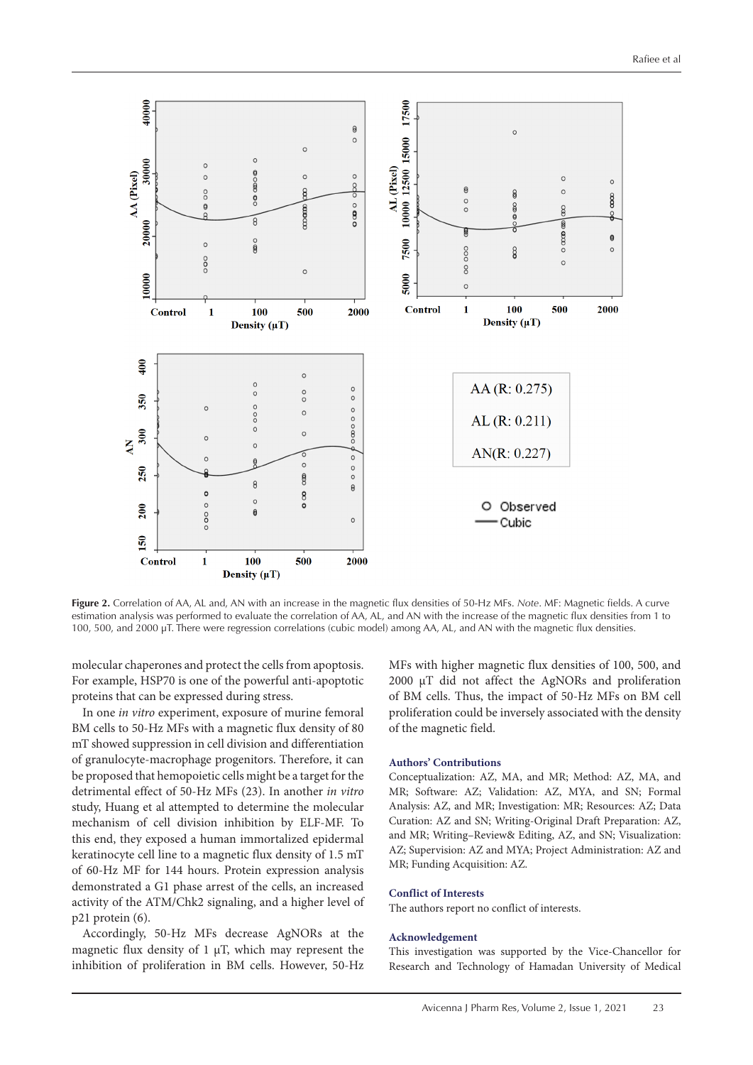**Figure 2.** Correlation of AA, AL and, AN with an increase in the magnetic flux densities of 50-Hz MFs. *Note*. MF: Magnetic fields. A curve estimation analysis was performed to evaluate the correlation of AA, AL, and AN with the increase of the magnetic flux densities from 1 to 100, 500, and 2000 µT. There were regression correlations (cubic model) among AA, AL, and AN with the magnetic flux densities.

molecular chaperones and protect the cells from apoptosis. For example, HSP70 is one of the powerful anti-apoptotic proteins that can be expressed during stress.

In one *in vitro* experiment, exposure of murine femoral BM cells to 50-Hz MFs with a magnetic flux density of 80 mT showed suppression in cell division and differentiation of granulocyte-macrophage progenitors. Therefore, it can be proposed that hemopoietic cells might be a target for the detrimental effect of 50-Hz MFs (23). In another *in vitro* study, Huang et al attempted to determine the molecular mechanism of cell division inhibition by ELF-MF. To this end, they exposed a human immortalized epidermal keratinocyte cell line to a magnetic flux density of 1.5 mT of 60-Hz MF for 144 hours. Protein expression analysis demonstrated a G1 phase arrest of the cells, an increased activity of the ATM/Chk2 signaling, and a higher level of p21 protein (6).

Accordingly, 50-Hz MFs decrease AgNORs at the magnetic flux density of 1 µT, which may represent the inhibition of proliferation in BM cells. However, 50-Hz MFs with higher magnetic flux densities of 100, 500, and 2000 µT did not affect the AgNORs and proliferation of BM cells. Thus, the impact of 50-Hz MFs on BM cell proliferation could be inversely associated with the density of the magnetic field.

### Authors' Contributions

Conceptualization: AZ, MA, and MR; Method: AZ, MA, and MR; Software: AZ; Validation: AZ, MYA, and SN; Formal Analysis: AZ, and MR; Investigation: MR; Resources: AZ; Data Curation: AZ and SN; Writing-Original Draft Preparation: AZ, and MR; Writing–Review& Editing, AZ, and SN; Visualization: AZ; Supervision: AZ and MYA; Project Administration: AZ and MR; Funding Acquisition: AZ.

### Conflict of Interests

The authors report no conflict of interests.

### Acknowledgement

This investigation was supported by the Vice-Chancellor for Research and Technology of Hamadan University of Medical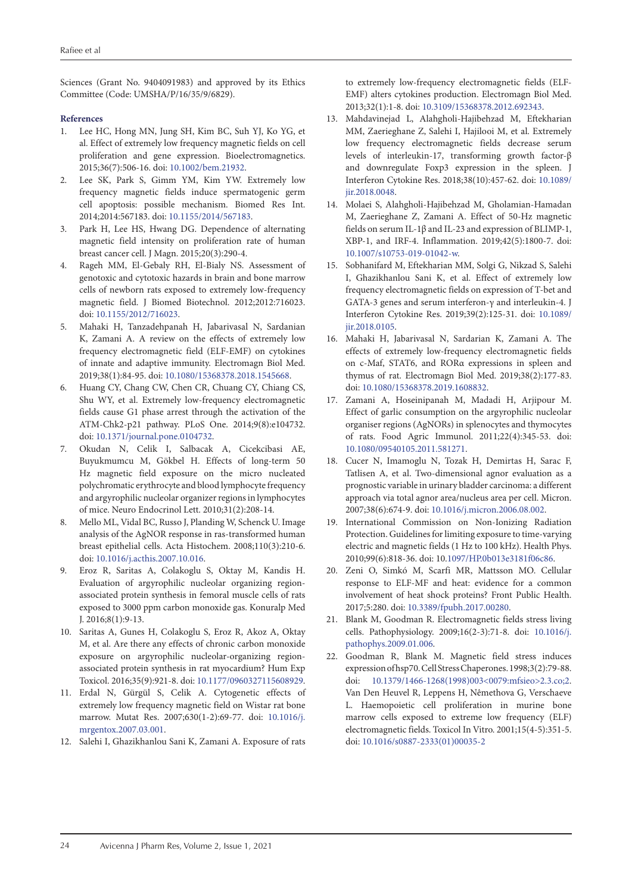Sciences (Grant No. 9404091983) and approved by its Ethics Committee (Code: UMSHA/P/16/35/9/6829).

**References**

1. Lee HC, Hong MN, Jung SH, Kim BC, Suh YJ, Ko YG, et al. Effect of extremely low frequency magnetic fields on cell proliferation and gene expression. Bioelectromagnetics. 2015;36(7):506-16. doi: 10.1002/bem.21932.
2. Lee SK, Park S, Gimm YM, Kim YW. Extremely low frequency magnetic fields induce spermatogenic germ cell apoptosis: possible mechanism. Biomed Res Int. 2014;2014:567183. doi: 10.1155/2014/567183.
3. Park H, Lee HS, Hwang DG. Dependence of alternating magnetic field intensity on proliferation rate of human breast cancer cell. J Magn. 2015;20(3):290-4.
4. Rageh MM, El-Gebaly RH, El-Bialy NS. Assessment of genotoxic and cytotoxic hazards in brain and bone marrow cells of newborn rats exposed to extremely low-frequency magnetic field. J Biomed Biotechnol. 2012;2012:716023. doi: 10.1155/2012/716023.
5. Mahaki H, Tanzadehpanah H, Jabarivasal N, Sardanian K, Zamani A. A review on the effects of extremely low frequency electromagnetic field (ELF-EMF) on cytokines of innate and adaptive immunity. Electromagn Biol Med. 2019;38(1):84-95. doi: 10.1080/15368378.2018.1545668.
6. Huang CY, Chang CW, Chen CR, Chuang CY, Chiang CS, Shu WY, et al. Extremely low-frequency electromagnetic fields cause G1 phase arrest through the activation of the ATM-Chk2-p21 pathway. PLoS One. 2014;9(8):e104732. doi: 10.1371/journal.pone.0104732.
7. Okudan N, Celik I, Salbacak A, Cicekcibasi AE, Buyukmumcu M, Gökbel H. Effects of long-term 50 Hz magnetic field exposure on the micro nucleated polychromatic erythrocyte and blood lymphocyte frequency and argyrophilic nucleolar organizer regions in lymphocytes of mice. Neuro Endocrinol Lett. 2010;31(2):208-14.
8. Mello ML, Vidal BC, Russo J, Planding W, Schenck U. Image analysis of the AgNOR response in ras-transformed human breast epithelial cells. Acta Histochem. 2008;110(3):210-6. doi: 10.1016/j.acthis.2007.10.016.
9. Eroz R, Saritas A, Colakoglu S, Oktay M, Kandis H. Evaluation of argyrophilic nucleolar organizing region-associated protein synthesis in femoral muscle cells of rats exposed to 3000 ppm carbon monoxide gas. Konuralp Med J. 2016;8(1):9-13.
10. Saritas A, Gunes H, Colakoglu S, Eroz R, Akoz A, Oktay M, et al. Are there any effects of chronic carbon monoxide exposure on argyrophilic nucleolar-organizing region-associated protein synthesis in rat myocardium? Hum Exp Toxicol. 2016;35(9):921-8. doi: 10.1177/0960327115608929.
11. Erdal N, Gürgül S, Celik A. Cytogenetic effects of extremely low frequency magnetic field on Wistar rat bone marrow. Mutat Res. 2007;630(1-2):69-77. doi: 10.1016/j.mrgentox.2007.03.001.
12. Salehi I, Ghazikhanlou Sani K, Zamani A. Exposure of rats to extremely low-frequency electromagnetic fields (ELF-EMF) alters cytokines production. Electromagn Biol Med. 2013;32(1):1-8. doi: 10.3109/15368378.2012.692343.
13. Mahdavinejad L, Alahgholi-Hajibehzad M, Eftekharian MM, Zaerieghane Z, Salehi I, Hajilooi M, et al. Extremely low frequency electromagnetic fields decrease serum levels of interleukin-17, transforming growth factor-β and downregulate Foxp3 expression in the spleen. J Interferon Cytokine Res. 2018;38(10):457-62. doi: 10.1089/jir.2018.0048.
14. Molaei S, Alahgholi-Hajibehzad M, Gholamian-Hamadan M, Zaerieghane Z, Zamani A. Effect of 50-Hz magnetic fields on serum IL-1β and IL-23 and expression of BLIMP-1, XBP-1, and IRF-4. Inflammation. 2019;42(5):1800-7. doi: 10.1007/s10753-019-01042-w.
15. Sobhanifard M, Eftekharian MM, Solgi G, Nikzad S, Salehi I, Ghazikhanlou Sani K, et al. Effect of extremely low frequency electromagnetic fields on expression of T-bet and GATA-3 genes and serum interferon-γ and interleukin-4. J Interferon Cytokine Res. 2019;39(2):125-31. doi: 10.1089/jir.2018.0105.
16. Mahaki H, Jabarivasal N, Sardarian K, Zamani A. The effects of extremely low-frequency electromagnetic fields on c-Maf, STAT6, and RORα expressions in spleen and thymus of rat. Electromagn Biol Med. 2019;38(2):177-83. doi: 10.1080/15368378.2019.1608832.
17. Zamani A, Hoseinipanah M, Madadi H, Arjipour M. Effect of garlic consumption on the argyrophilic nucleolar organiser regions (AgNORs) in splenocytes and thymocytes of rats. Food Agric Immunol. 2011;22(4):345-53. doi: 10.1080/09540105.2011.581271.
18. Cucer N, Imamoglu N, Tozak H, Demirtas H, Sarac F, Tatlisen A, et al. Two-dimensional agnor evaluation as a prognostic variable in urinary bladder carcinoma: a different approach via total agnor area/nucleus area per cell. Micron. 2007;38(6):674-9. doi: 10.1016/j.micron.2006.08.002.
19. International Commission on Non-Ionizing Radiation Protection. Guidelines for limiting exposure to time-varying electric and magnetic fields (1 Hz to 100 kHz). Health Phys. 2010;99(6):818-36. doi: 10.1097/HP.0b013e3181f06c86.
20. Zeni O, Simkó M, Scarfi MR, Mattsson MO. Cellular response to ELF-MF and heat: evidence for a common involvement of heat shock proteins? Front Public Health. 2017;5:280. doi: 10.3389/fpubh.2017.00280.
21. Blank M, Goodman R. Electromagnetic fields stress living cells. Pathophysiology. 2009;16(2-3):71-8. doi: 10.1016/j.pathophys.2009.01.006.
22. Goodman R, Blank M. Magnetic field stress induces expression of hsp70. Cell Stress Chaperones. 1998;3(2):79-88. doi: 10.1379/1466-1268(1998)003<0079:mfsieo>2.3.co;2. Van Den Heuvel R, Leppens H, Nêmethova G, Verschaeve L. Haemopoietic cell proliferation in murine bone marrow cells exposed to extreme low frequency (ELF) electromagnetic fields. Toxicol In Vitro. 2001;15(4-5):351-5. doi: 10.1016/s0887-2333(01)00035-2